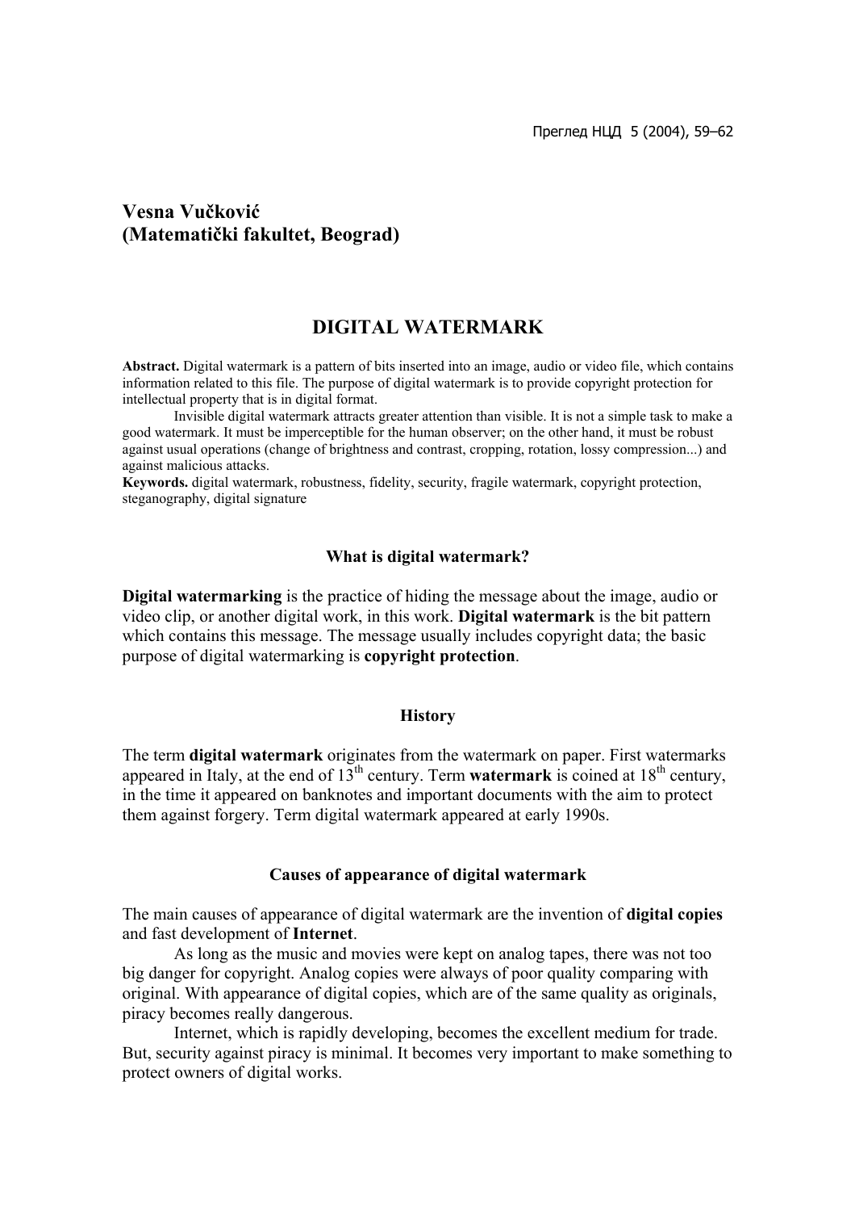**Vesna Vučković**
**(Matematički fakultet, Beograd)**

# DIGITAL WATERMARK

**Abstract.** Digital watermark is a pattern of bits inserted into an image, audio or video file, which contains information related to this file. The purpose of digital watermark is to provide copyright protection for intellectual property that is in digital format.

Invisible digital watermark attracts greater attention than visible. It is not a simple task to make a good watermark. It must be imperceptible for the human observer; on the other hand, it must be robust against usual operations (change of brightness and contrast, cropping, rotation, lossy compression...) and against malicious attacks.

**Keywords.** digital watermark, robustness, fidelity, security, fragile watermark, copyright protection, steganography, digital signature

## What is digital watermark?

**Digital watermarking** is the practice of hiding the message about the image, audio or video clip, or another digital work, in this work. **Digital watermark** is the bit pattern which contains this message. The message usually includes copyright data; the basic purpose of digital watermarking is **copyright protection**.

## History

The term **digital watermark** originates from the watermark on paper. First watermarks appeared in Italy, at the end of 13th century. Term **watermark** is coined at 18th century, in the time it appeared on banknotes and important documents with the aim to protect them against forgery. Term digital watermark appeared at early 1990s.

## Causes of appearance of digital watermark

The main causes of appearance of digital watermark are the invention of **digital copies** and fast development of **Internet**.

As long as the music and movies were kept on analog tapes, there was not too big danger for copyright. Analog copies were always of poor quality comparing with original. With appearance of digital copies, which are of the same quality as originals, piracy becomes really dangerous.

Internet, which is rapidly developing, becomes the excellent medium for trade. But, security against piracy is minimal. It becomes very important to make something to protect owners of digital works.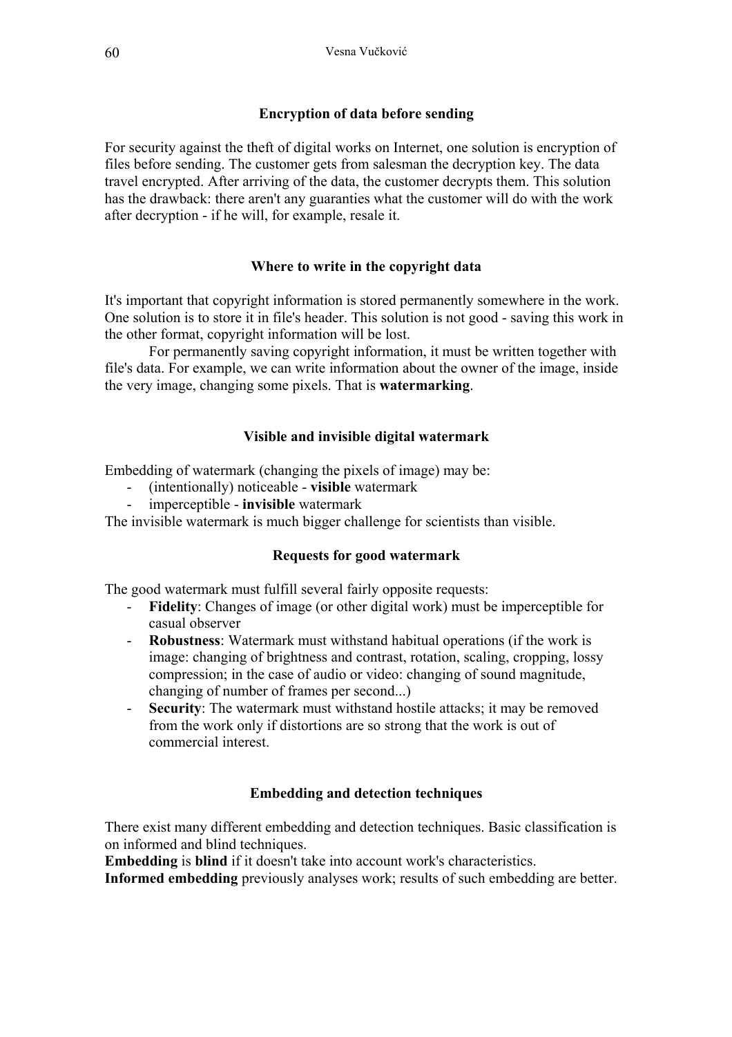### Encryption of data before sending

For security against the theft of digital works on Internet, one solution is encryption of files before sending. The customer gets from salesman the decryption key. The data travel encrypted. After arriving of the data, the customer decrypts them. This solution has the drawback: there aren't any guaranties what the customer will do with the work after decryption - if he will, for example, resale it.

### Where to write in the copyright data

It's important that copyright information is stored permanently somewhere in the work. One solution is to store it in file's header. This solution is not good - saving this work in the other format, copyright information will be lost.

For permanently saving copyright information, it must be written together with file's data. For example, we can write information about the owner of the image, inside the very image, changing some pixels. That is **watermarking**.

### Visible and invisible digital watermark

Embedding of watermark (changing the pixels of image) may be:

- (intentionally) noticeable - **visible** watermark
- imperceptible - **invisible** watermark

The invisible watermark is much bigger challenge for scientists than visible.

### Requests for good watermark

The good watermark must fulfill several fairly opposite requests:

- **Fidelity**: Changes of image (or other digital work) must be imperceptible for casual observer
- **Robustness**: Watermark must withstand habitual operations (if the work is image: changing of brightness and contrast, rotation, scaling, cropping, lossy compression; in the case of audio or video: changing of sound magnitude, changing of number of frames per second...)
- **Security**: The watermark must withstand hostile attacks; it may be removed from the work only if distortions are so strong that the work is out of commercial interest.

### Embedding and detection techniques

There exist many different embedding and detection techniques. Basic classification is on informed and blind techniques.

**Embedding** is **blind** if it doesn't take into account work's characteristics.

**Informed embedding** previously analyses work; results of such embedding are better.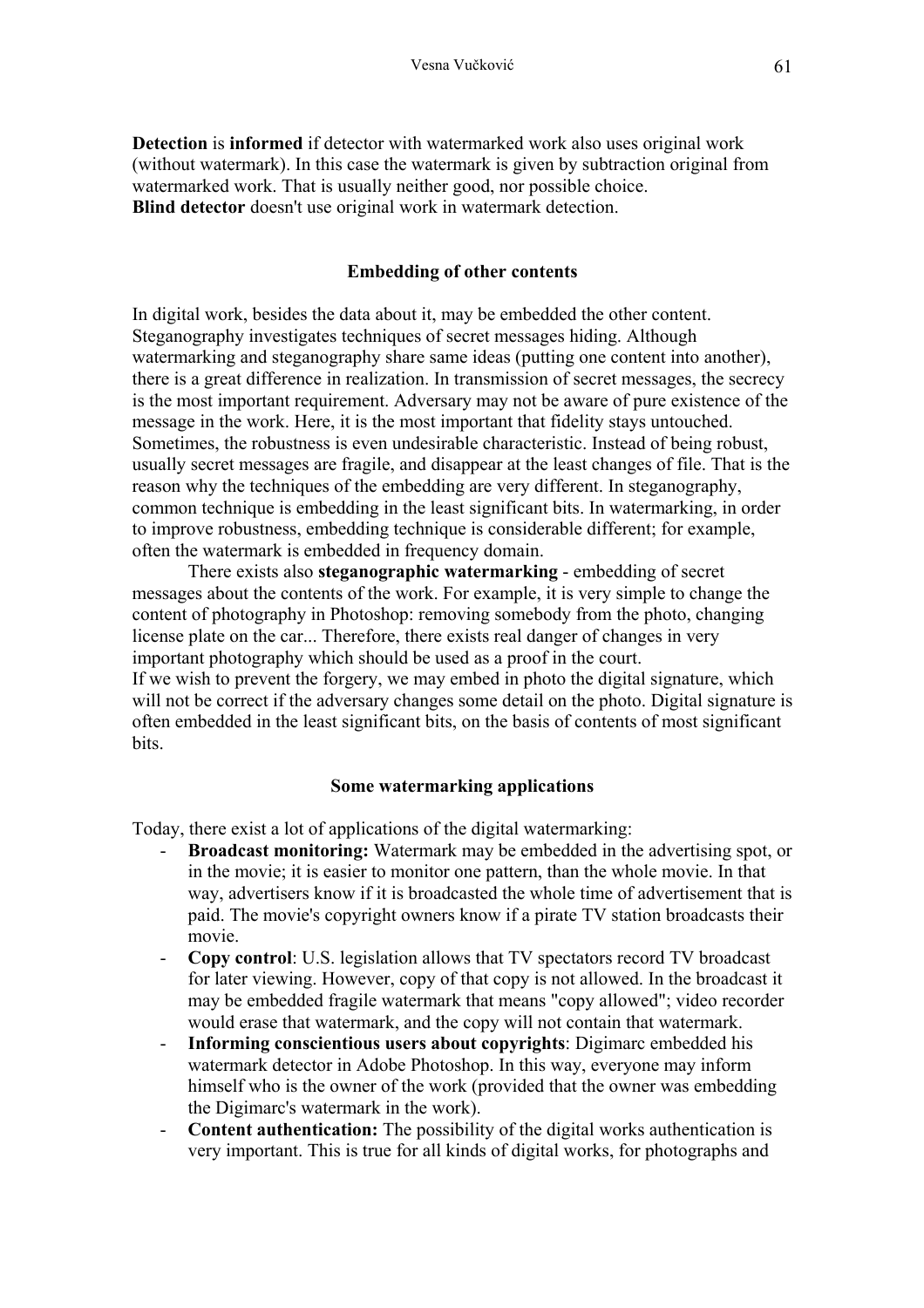**Detection** is **informed** if detector with watermarked work also uses original work (without watermark). In this case the watermark is given by subtraction original from watermarked work. That is usually neither good, nor possible choice.
**Blind detector** doesn't use original work in watermark detection.

## Embedding of other contents

In digital work, besides the data about it, may be embedded the other content. Steganography investigates techniques of secret messages hiding. Although watermarking and steganography share same ideas (putting one content into another), there is a great difference in realization. In transmission of secret messages, the secrecy is the most important requirement. Adversary may not be aware of pure existence of the message in the work. Here, it is the most important that fidelity stays untouched. Sometimes, the robustness is even undesirable characteristic. Instead of being robust, usually secret messages are fragile, and disappear at the least changes of file. That is the reason why the techniques of the embedding are very different. In steganography, common technique is embedding in the least significant bits. In watermarking, in order to improve robustness, embedding technique is considerable different; for example, often the watermark is embedded in frequency domain.

There exists also **steganographic watermarking** - embedding of secret messages about the contents of the work. For example, it is very simple to change the content of photography in Photoshop: removing somebody from the photo, changing license plate on the car... Therefore, there exists real danger of changes in very important photography which should be used as a proof in the court.
If we wish to prevent the forgery, we may embed in photo the digital signature, which will not be correct if the adversary changes some detail on the photo. Digital signature is often embedded in the least significant bits, on the basis of contents of most significant bits.

## Some watermarking applications

Today, there exist a lot of applications of the digital watermarking:

- **Broadcast monitoring:** Watermark may be embedded in the advertising spot, or in the movie; it is easier to monitor one pattern, than the whole movie. In that way, advertisers know if it is broadcasted the whole time of advertisement that is paid. The movie's copyright owners know if a pirate TV station broadcasts their movie.
- **Copy control**: U.S. legislation allows that TV spectators record TV broadcast for later viewing. However, copy of that copy is not allowed. In the broadcast it may be embedded fragile watermark that means "copy allowed"; video recorder would erase that watermark, and the copy will not contain that watermark.
- **Informing conscientious users about copyrights**: Digimarc embedded his watermark detector in Adobe Photoshop. In this way, everyone may inform himself who is the owner of the work (provided that the owner was embedding the Digimarc's watermark in the work).
- **Content authentication:** The possibility of the digital works authentication is very important. This is true for all kinds of digital works, for photographs and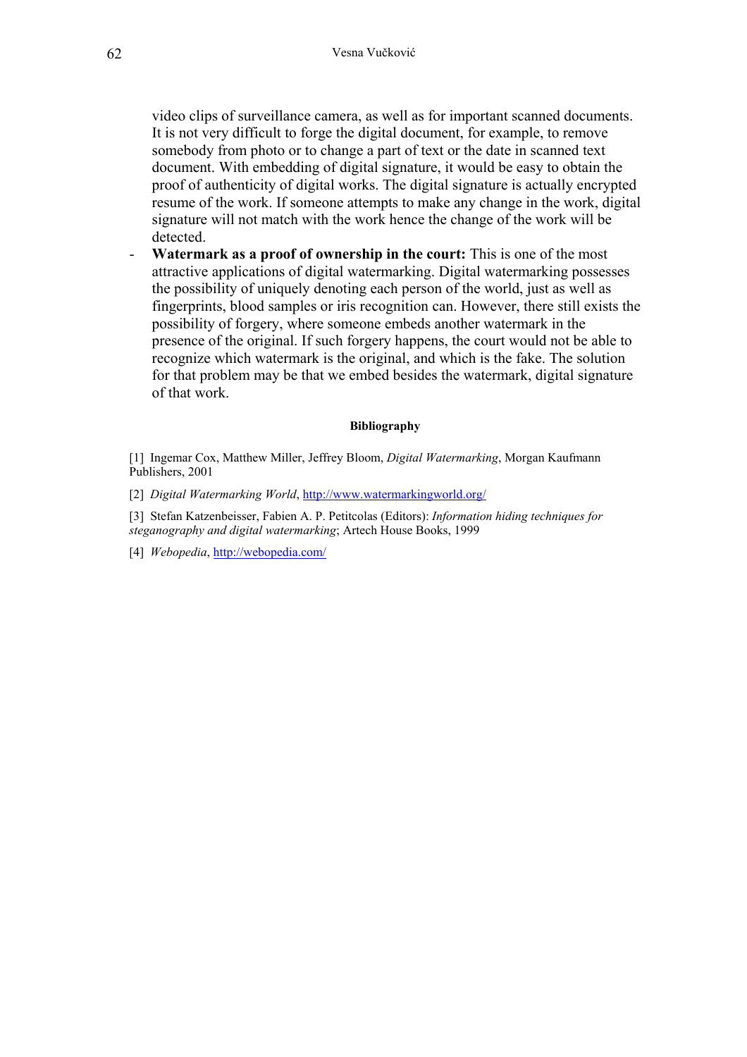video clips of surveillance camera, as well as for important scanned documents. It is not very difficult to forge the digital document, for example, to remove somebody from photo or to change a part of text or the date in scanned text document. With embedding of digital signature, it would be easy to obtain the proof of authenticity of digital works. The digital signature is actually encrypted resume of the work. If someone attempts to make any change in the work, digital signature will not match with the work hence the change of the work will be detected.

- **Watermark as a proof of ownership in the court:** This is one of the most attractive applications of digital watermarking. Digital watermarking possesses the possibility of uniquely denoting each person of the world, just as well as fingerprints, blood samples or iris recognition can. However, there still exists the possibility of forgery, where someone embeds another watermark in the presence of the original. If such forgery happens, the court would not be able to recognize which watermark is the original, and which is the fake. The solution for that problem may be that we embed besides the watermark, digital signature of that work.

### Bibliography

[1] Ingemar Cox, Matthew Miller, Jeffrey Bloom, *Digital Watermarking*, Morgan Kaufmann Publishers, 2001

[2] *Digital Watermarking World*, http://www.watermarkingworld.org/

[3] Stefan Katzenbeisser, Fabien A. P. Petitcolas (Editors): *Information hiding techniques for steganography and digital watermarking*; Artech House Books, 1999

[4] *Webopedia*, http://webopedia.com/